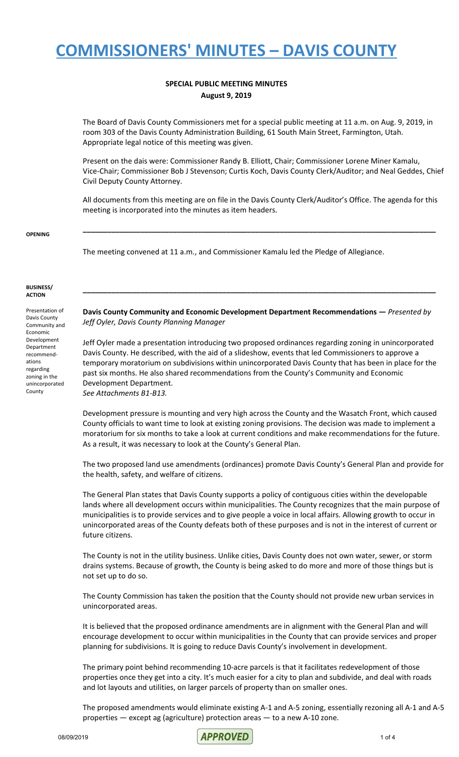# COMMISSIONERS' MINUTES – DAVIS COUNTY

**SPECIAL PUBLIC MEETING MINUTES**
**August 9, 2019**

The Board of Davis County Commissioners met for a special public meeting at 11 a.m. on Aug. 9, 2019, in room 303 of the Davis County Administration Building, 61 South Main Street, Farmington, Utah. Appropriate legal notice of this meeting was given.

Present on the dais were: Commissioner Randy B. Elliott, Chair; Commissioner Lorene Miner Kamalu, Vice-Chair; Commissioner Bob J Stevenson; Curtis Koch, Davis County Clerk/Auditor; and Neal Geddes, Chief Civil Deputy County Attorney.

All documents from this meeting are on file in the Davis County Clerk/Auditor's Office. The agenda for this meeting is incorporated into the minutes as item headers.

---

**OPENING**

The meeting convened at 11 a.m., and Commissioner Kamalu led the Pledge of Allegiance.

---

**BUSINESS/ ACTION**

Presentation of Davis County Community and Economic Development Department recommendations regarding zoning in the unincorporated County

**Davis County Community and Economic Development Department Recommendations —** *Presented by Jeff Oyler, Davis County Planning Manager*

Jeff Oyler made a presentation introducing two proposed ordinances regarding zoning in unincorporated Davis County. He described, with the aid of a slideshow, events that led Commissioners to approve a temporary moratorium on subdivisions within unincorporated Davis County that has been in place for the past six months. He also shared recommendations from the County's Community and Economic Development Department.
*See Attachments B1-B13.*

Development pressure is mounting and very high across the County and the Wasatch Front, which caused County officials to want time to look at existing zoning provisions. The decision was made to implement a moratorium for six months to take a look at current conditions and make recommendations for the future. As a result, it was necessary to look at the County's General Plan.

The two proposed land use amendments (ordinances) promote Davis County's General Plan and provide for the health, safety, and welfare of citizens.

The General Plan states that Davis County supports a policy of contiguous cities within the developable lands where all development occurs within municipalities. The County recognizes that the main purpose of municipalities is to provide services and to give people a voice in local affairs. Allowing growth to occur in unincorporated areas of the County defeats both of these purposes and is not in the interest of current or future citizens.

The County is not in the utility business. Unlike cities, Davis County does not own water, sewer, or storm drains systems. Because of growth, the County is being asked to do more and more of those things but is not set up to do so.

The County Commission has taken the position that the County should not provide new urban services in unincorporated areas.

It is believed that the proposed ordinance amendments are in alignment with the General Plan and will encourage development to occur within municipalities in the County that can provide services and proper planning for subdivisions. It is going to reduce Davis County's involvement in development.

The primary point behind recommending 10-acre parcels is that it facilitates redevelopment of those properties once they get into a city. It's much easier for a city to plan and subdivide, and deal with roads and lot layouts and utilities, on larger parcels of property than on smaller ones.

The proposed amendments would eliminate existing A-1 and A-5 zoning, essentially rezoning all A-1 and A-5 properties — except ag (agriculture) protection areas — to a new A-10 zone.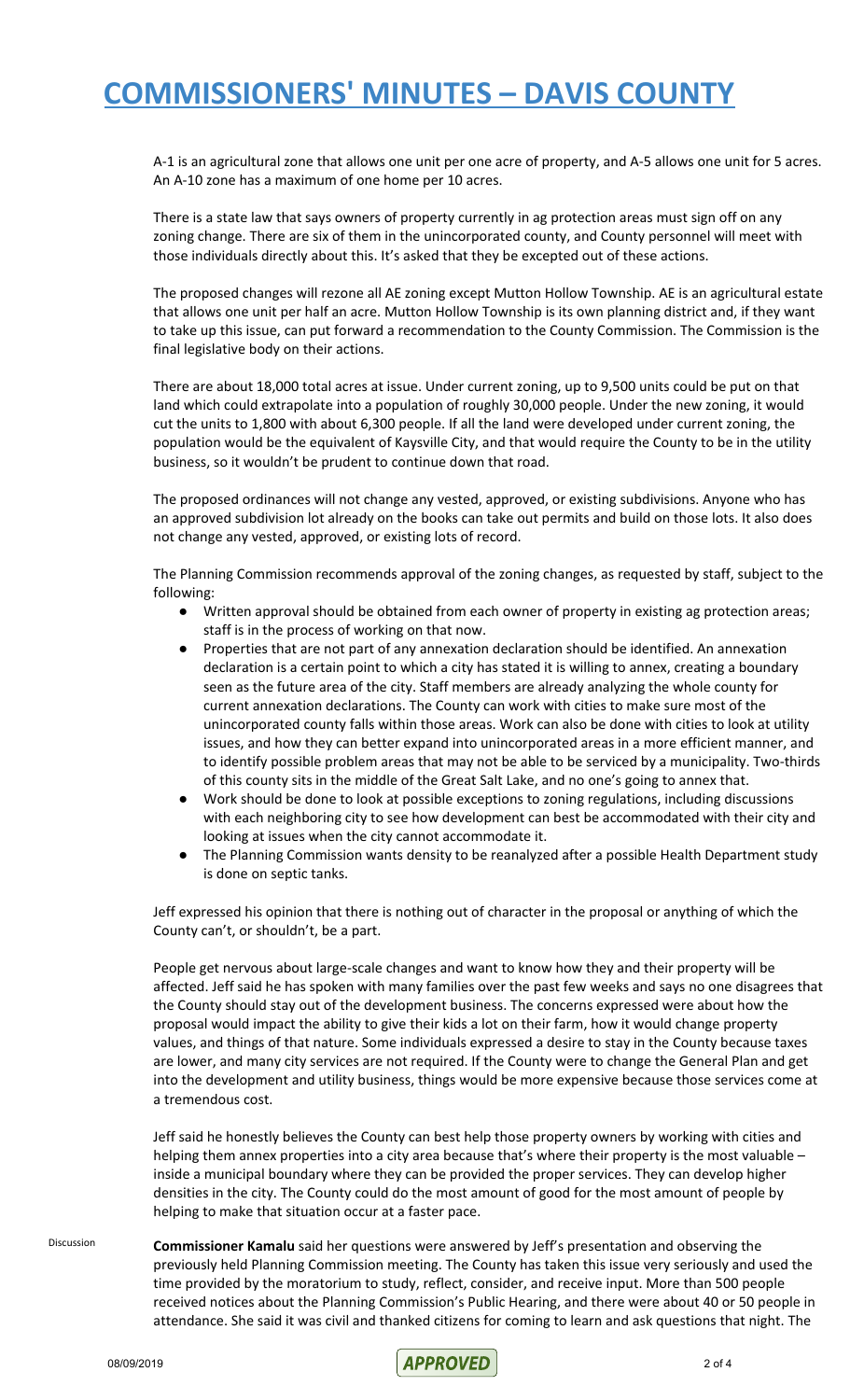A-1 is an agricultural zone that allows one unit per one acre of property, and A-5 allows one unit for 5 acres. An A-10 zone has a maximum of one home per 10 acres.

There is a state law that says owners of property currently in ag protection areas must sign off on any zoning change. There are six of them in the unincorporated county, and County personnel will meet with those individuals directly about this. It's asked that they be excepted out of these actions.

The proposed changes will rezone all AE zoning except Mutton Hollow Township. AE is an agricultural estate that allows one unit per half an acre. Mutton Hollow Township is its own planning district and, if they want to take up this issue, can put forward a recommendation to the County Commission. The Commission is the final legislative body on their actions.

There are about 18,000 total acres at issue. Under current zoning, up to 9,500 units could be put on that land which could extrapolate into a population of roughly 30,000 people. Under the new zoning, it would cut the units to 1,800 with about 6,300 people. If all the land were developed under current zoning, the population would be the equivalent of Kaysville City, and that would require the County to be in the utility business, so it wouldn't be prudent to continue down that road.

The proposed ordinances will not change any vested, approved, or existing subdivisions. Anyone who has an approved subdivision lot already on the books can take out permits and build on those lots. It also does not change any vested, approved, or existing lots of record.

The Planning Commission recommends approval of the zoning changes, as requested by staff, subject to the following:

- Written approval should be obtained from each owner of property in existing ag protection areas; staff is in the process of working on that now.
- Properties that are not part of any annexation declaration should be identified. An annexation declaration is a certain point to which a city has stated it is willing to annex, creating a boundary seen as the future area of the city. Staff members are already analyzing the whole county for current annexation declarations. The County can work with cities to make sure most of the unincorporated county falls within those areas. Work can also be done with cities to look at utility issues, and how they can better expand into unincorporated areas in a more efficient manner, and to identify possible problem areas that may not be able to be serviced by a municipality. Two-thirds of this county sits in the middle of the Great Salt Lake, and no one's going to annex that.
- Work should be done to look at possible exceptions to zoning regulations, including discussions with each neighboring city to see how development can best be accommodated with their city and looking at issues when the city cannot accommodate it.
- The Planning Commission wants density to be reanalyzed after a possible Health Department study is done on septic tanks.

Jeff expressed his opinion that there is nothing out of character in the proposal or anything of which the County can't, or shouldn't, be a part.

People get nervous about large-scale changes and want to know how they and their property will be affected. Jeff said he has spoken with many families over the past few weeks and says no one disagrees that the County should stay out of the development business. The concerns expressed were about how the proposal would impact the ability to give their kids a lot on their farm, how it would change property values, and things of that nature. Some individuals expressed a desire to stay in the County because taxes are lower, and many city services are not required. If the County were to change the General Plan and get into the development and utility business, things would be more expensive because those services come at a tremendous cost.

Jeff said he honestly believes the County can best help those property owners by working with cities and helping them annex properties into a city area because that's where their property is the most valuable – inside a municipal boundary where they can be provided the proper services. They can develop higher densities in the city. The County could do the most amount of good for the most amount of people by helping to make that situation occur at a faster pace.

Discussion

**Commissioner Kamalu** said her questions were answered by Jeff's presentation and observing the previously held Planning Commission meeting. The County has taken this issue very seriously and used the time provided by the moratorium to study, reflect, consider, and receive input. More than 500 people received notices about the Planning Commission's Public Hearing, and there were about 40 or 50 people in attendance. She said it was civil and thanked citizens for coming to learn and ask questions that night. The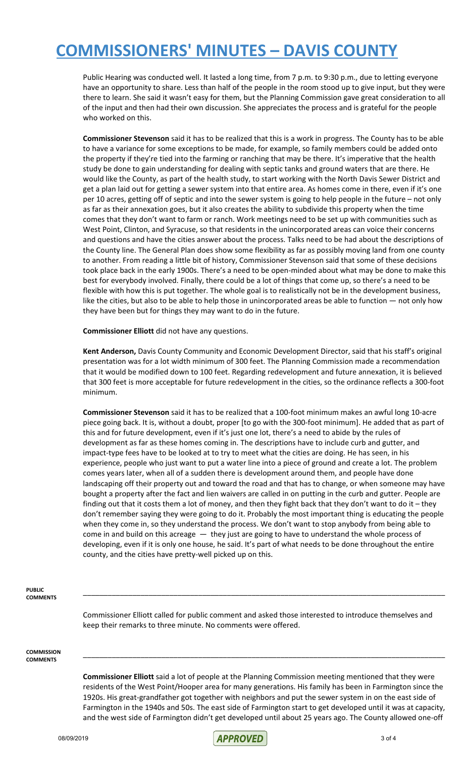Public Hearing was conducted well. It lasted a long time, from 7 p.m. to 9:30 p.m., due to letting everyone have an opportunity to share. Less than half of the people in the room stood up to give input, but they were there to learn. She said it wasn't easy for them, but the Planning Commission gave great consideration to all of the input and then had their own discussion. She appreciates the process and is grateful for the people who worked on this.

**Commissioner Stevenson** said it has to be realized that this is a work in progress. The County has to be able to have a variance for some exceptions to be made, for example, so family members could be added onto the property if they're tied into the farming or ranching that may be there. It's imperative that the health study be done to gain understanding for dealing with septic tanks and ground waters that are there. He would like the County, as part of the health study, to start working with the North Davis Sewer District and get a plan laid out for getting a sewer system into that entire area. As homes come in there, even if it's one per 10 acres, getting off of septic and into the sewer system is going to help people in the future – not only as far as their annexation goes, but it also creates the ability to subdivide this property when the time comes that they don't want to farm or ranch. Work meetings need to be set up with communities such as West Point, Clinton, and Syracuse, so that residents in the unincorporated areas can voice their concerns and questions and have the cities answer about the process. Talks need to be had about the descriptions of the County line. The General Plan does show some flexibility as far as possibly moving land from one county to another. From reading a little bit of history, Commissioner Stevenson said that some of these decisions took place back in the early 1900s. There's a need to be open-minded about what may be done to make this best for everybody involved. Finally, there could be a lot of things that come up, so there's a need to be flexible with how this is put together. The whole goal is to realistically not be in the development business, like the cities, but also to be able to help those in unincorporated areas be able to function — not only how they have been but for things they may want to do in the future.

**Commissioner Elliott** did not have any questions.

**Kent Anderson,** Davis County Community and Economic Development Director, said that his staff's original presentation was for a lot width minimum of 300 feet. The Planning Commission made a recommendation that it would be modified down to 100 feet. Regarding redevelopment and future annexation, it is believed that 300 feet is more acceptable for future redevelopment in the cities, so the ordinance reflects a 300-foot minimum.

**Commissioner Stevenson** said it has to be realized that a 100-foot minimum makes an awful long 10-acre piece going back. It is, without a doubt, proper [to go with the 300-foot minimum]. He added that as part of this and for future development, even if it's just one lot, there's a need to abide by the rules of development as far as these homes coming in. The descriptions have to include curb and gutter, and impact-type fees have to be looked at to try to meet what the cities are doing. He has seen, in his experience, people who just want to put a water line into a piece of ground and create a lot. The problem comes years later, when all of a sudden there is development around them, and people have done landscaping off their property out and toward the road and that has to change, or when someone may have bought a property after the fact and lien waivers are called in on putting in the curb and gutter. People are finding out that it costs them a lot of money, and then they fight back that they don't want to do it – they don't remember saying they were going to do it. Probably the most important thing is educating the people when they come in, so they understand the process. We don't want to stop anybody from being able to come in and build on this acreage — they just are going to have to understand the whole process of developing, even if it is only one house, he said. It's part of what needs to be done throughout the entire county, and the cities have pretty-well picked up on this.

**PUBLIC COMMENTS**

---

Commissioner Elliott called for public comment and asked those interested to introduce themselves and keep their remarks to three minute. No comments were offered.

**COMMISSION COMMENTS**

---

**Commissioner Elliott** said a lot of people at the Planning Commission meeting mentioned that they were residents of the West Point/Hooper area for many generations. His family has been in Farmington since the 1920s. His great-grandfather got together with neighbors and put the sewer system in on the east side of Farmington in the 1940s and 50s. The east side of Farmington start to get developed until it was at capacity, and the west side of Farmington didn't get developed until about 25 years ago. The County allowed one-off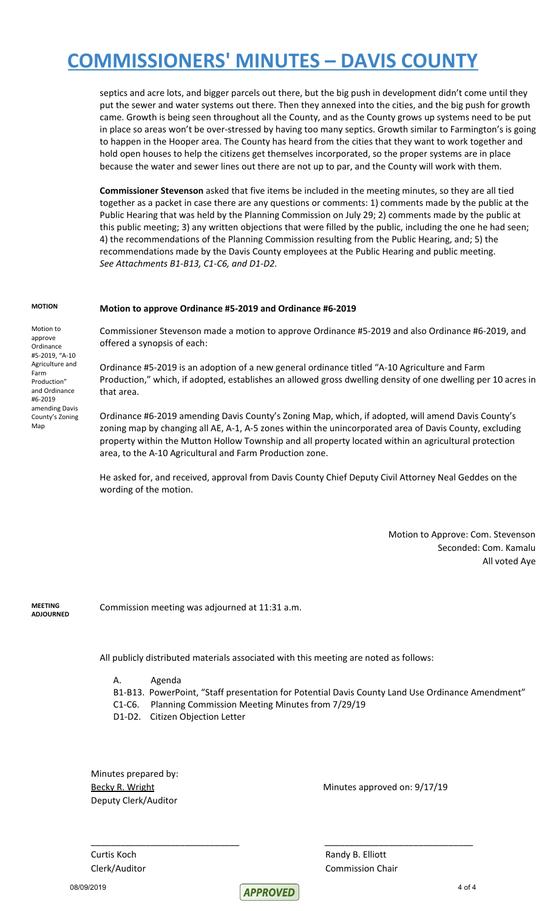septics and acre lots, and bigger parcels out there, but the big push in development didn't come until they put the sewer and water systems out there. Then they annexed into the cities, and the big push for growth came. Growth is being seen throughout all the County, and as the County grows up systems need to be put in place so areas won't be over-stressed by having too many septics. Growth similar to Farmington's is going to happen in the Hooper area. The County has heard from the cities that they want to work together and hold open houses to help the citizens get themselves incorporated, so the proper systems are in place because the water and sewer lines out there are not up to par, and the County will work with them.

**Commissioner Stevenson** asked that five items be included in the meeting minutes, so they are all tied together as a packet in case there are any questions or comments: 1) comments made by the public at the Public Hearing that was held by the Planning Commission on July 29; 2) comments made by the public at this public meeting; 3) any written objections that were filled by the public, including the one he had seen; 4) the recommendations of the Planning Commission resulting from the Public Hearing, and; 5) the recommendations made by the Davis County employees at the Public Hearing and public meeting. *See Attachments B1-B13, C1-C6, and D1-D2.*

**MOTION**

Motion to approve Ordinance #5-2019, "A-10 Agriculture and Farm Production" and Ordinance #6-2019 amending Davis County's Zoning Map

**Motion to approve Ordinance #5-2019 and Ordinance #6-2019**

Commissioner Stevenson made a motion to approve Ordinance #5-2019 and also Ordinance #6-2019, and offered a synopsis of each:

Ordinance #5-2019 is an adoption of a new general ordinance titled "A-10 Agriculture and Farm Production," which, if adopted, establishes an allowed gross dwelling density of one dwelling per 10 acres in that area.

Ordinance #6-2019 amending Davis County's Zoning Map, which, if adopted, will amend Davis County's zoning map by changing all AE, A-1, A-5 zones within the unincorporated area of Davis County, excluding property within the Mutton Hollow Township and all property located within an agricultural protection area, to the A-10 Agricultural and Farm Production zone.

He asked for, and received, approval from Davis County Chief Deputy Civil Attorney Neal Geddes on the wording of the motion.

Motion to Approve: Com. Stevenson
Seconded: Com. Kamalu
All voted Aye

**MEETING ADJOURNED**

Commission meeting was adjourned at 11:31 a.m.

All publicly distributed materials associated with this meeting are noted as follows:

- A. Agenda
- B1-B13. PowerPoint, "Staff presentation for Potential Davis County Land Use Ordinance Amendment"
- C1-C6. Planning Commission Meeting Minutes from 7/29/19
- D1-D2. Citizen Objection Letter

Minutes prepared by:
Becky R. Wright
Deputy Clerk/Auditor

Minutes approved on: 9/17/19

\_\_\_\_\_\_\_\_\_\_\_\_\_\_\_\_\_\_\_\_\_\_\_\_\_\_\_\_\_\_
Curtis Koch
Clerk/Auditor

\_\_\_\_\_\_\_\_\_\_\_\_\_\_\_\_\_\_\_\_\_\_\_\_\_\_\_\_\_\_
Randy B. Elliott
Commission Chair

08/09/2019

APPROVED